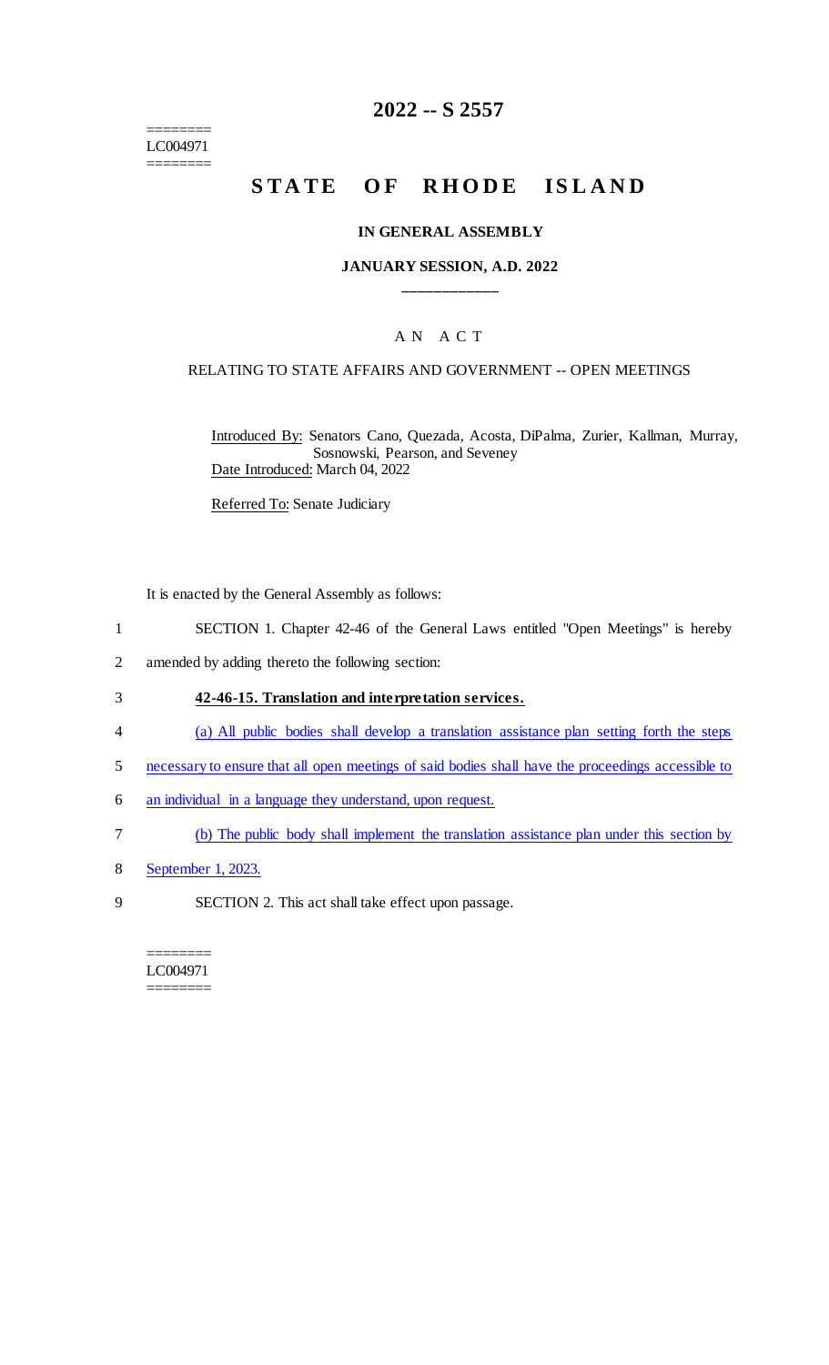========
LC004971
========

# 2022 -- S 2557

# STATE OF RHODE ISLAND

### IN GENERAL ASSEMBLY

### JANUARY SESSION, A.D. 2022

A N A C T

RELATING TO STATE AFFAIRS AND GOVERNMENT -- OPEN MEETINGS

Introduced By: Senators Cano, Quezada, Acosta, DiPalma, Zurier, Kallman, Murray, Sosnowski, Pearson, and Seveney

Date Introduced: March 04, 2022

Referred To: Senate Judiciary

It is enacted by the General Assembly as follows:

1 SECTION 1. Chapter 42-46 of the General Laws entitled "Open Meetings" is hereby
2 amended by adding thereto the following section:

3 **42-46-15. Translation and interpretation services.**

4 (a) All public bodies shall develop a translation assistance plan setting forth the steps
5 necessary to ensure that all open meetings of said bodies shall have the proceedings accessible to
6 an individual in a language they understand, upon request.

7 (b) The public body shall implement the translation assistance plan under this section by
8 September 1, 2023.

9 SECTION 2. This act shall take effect upon passage.

========
LC004971
========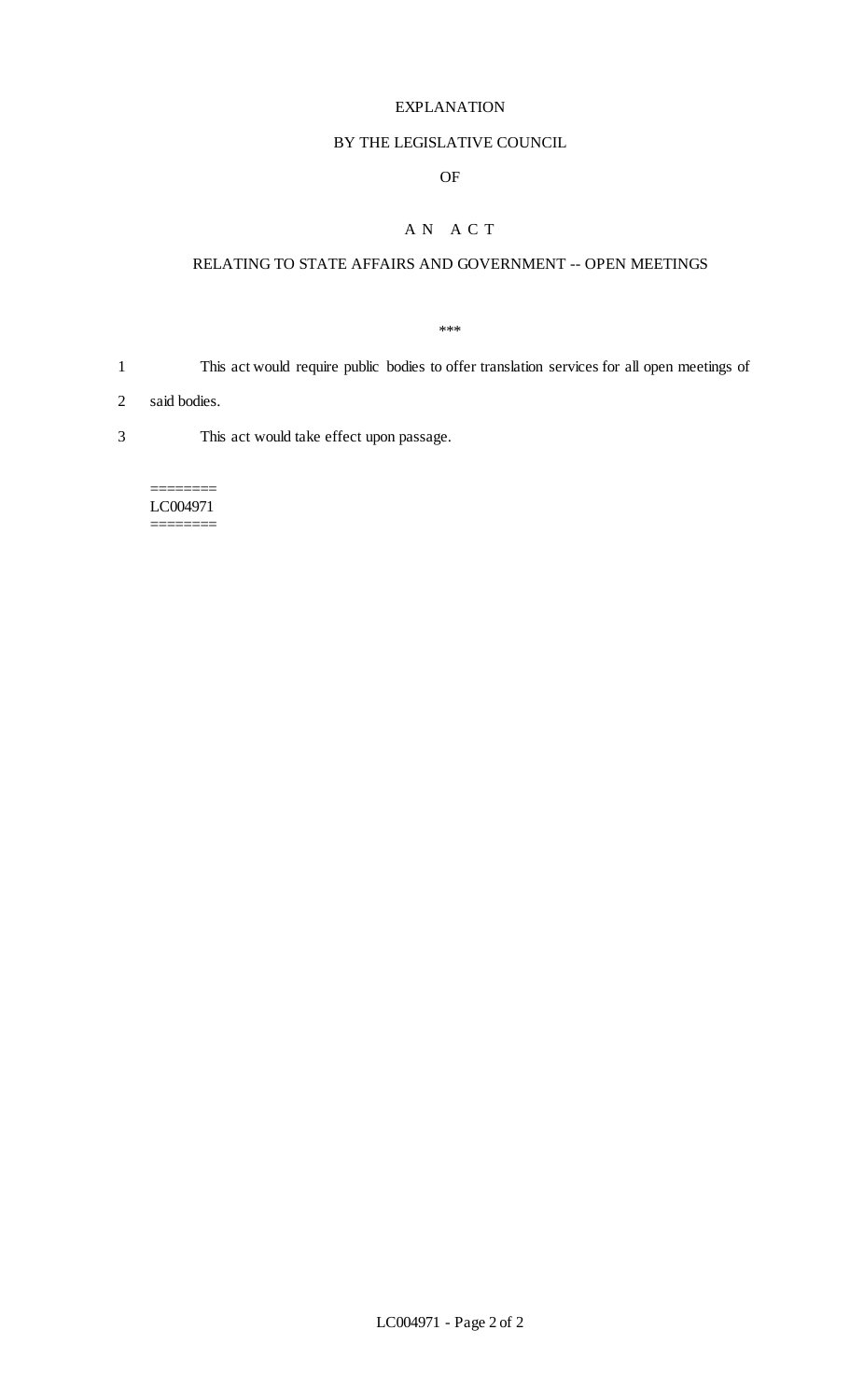EXPLANATION

BY THE LEGISLATIVE COUNCIL

OF

A N   A C T

RELATING TO STATE AFFAIRS AND GOVERNMENT -- OPEN MEETINGS

\*\*\*

1 This act would require public bodies to offer translation services for all open meetings of

2 said bodies.

3 This act would take effect upon passage.

========
LC004971
========